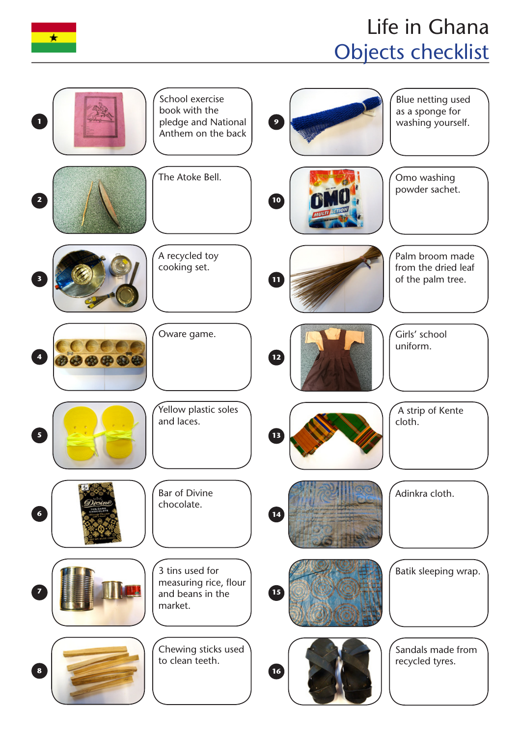# Life in Ghana

## Objects checklist

1. School exercise book with the pledge and National Anthem on the back
2. The Atoke Bell.
3. A recycled toy cooking set.
4. Oware game.
5. Yellow plastic soles and laces.
6. Bar of Divine chocolate.
7. 3 tins used for measuring rice, flour and beans in the market.
8. Chewing sticks used to clean teeth.
9. Blue netting used as a sponge for washing yourself.
10. Omo washing powder sachet.
11. Palm broom made from the dried leaf of the palm tree.
12. Girls' school uniform.
13. A strip of Kente cloth.
14. Adinkra cloth.
15. Batik sleeping wrap.
16. Sandals made from recycled tyres.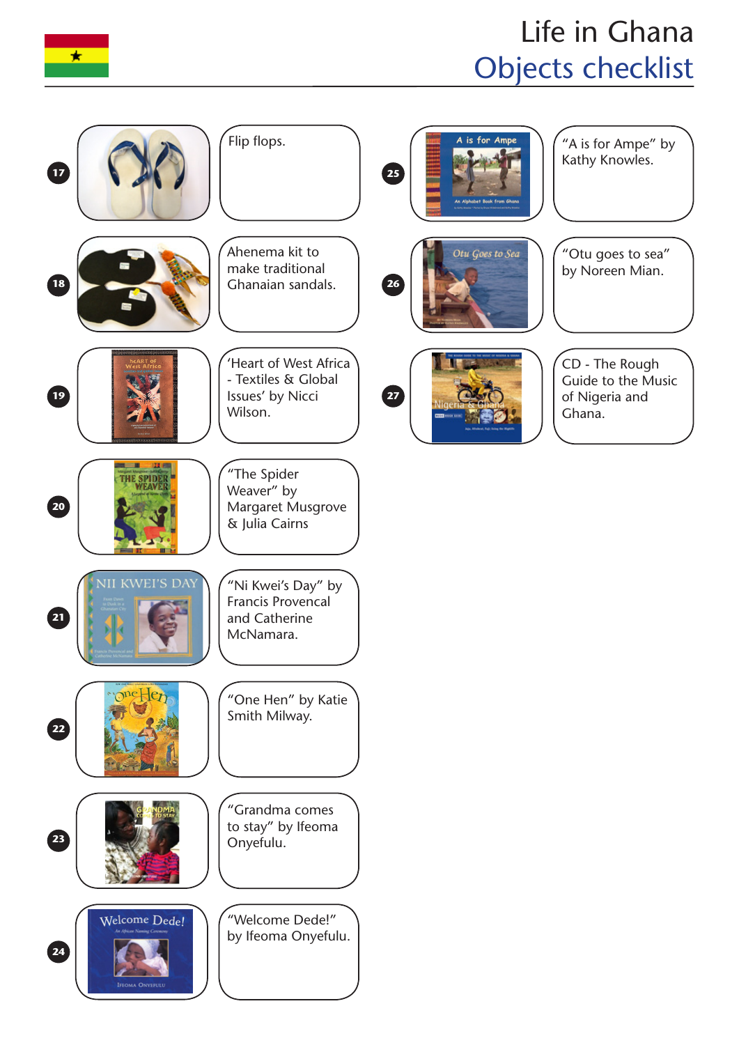# Life in Ghana

## Objects checklist

17. Flip flops.

18. Ahenema kit to make traditional Ghanaian sandals.

19. 'Heart of West Africa - Textiles & Global Issues' by Nicci Wilson.

20. "The Spider Weaver" by Margaret Musgrove & Julia Cairns

21. "Ni Kwei's Day" by Francis Provencal and Catherine McNamara.

22. "One Hen" by Katie Smith Milway.

23. "Grandma comes to stay" by Ifeoma Onyefulu.

24. "Welcome Dede!" by Ifeoma Onyefulu.

25. "A is for Ampe" by Kathy Knowles.

26. "Otu goes to sea" by Noreen Mian.

27. CD - The Rough Guide to the Music of Nigeria and Ghana.